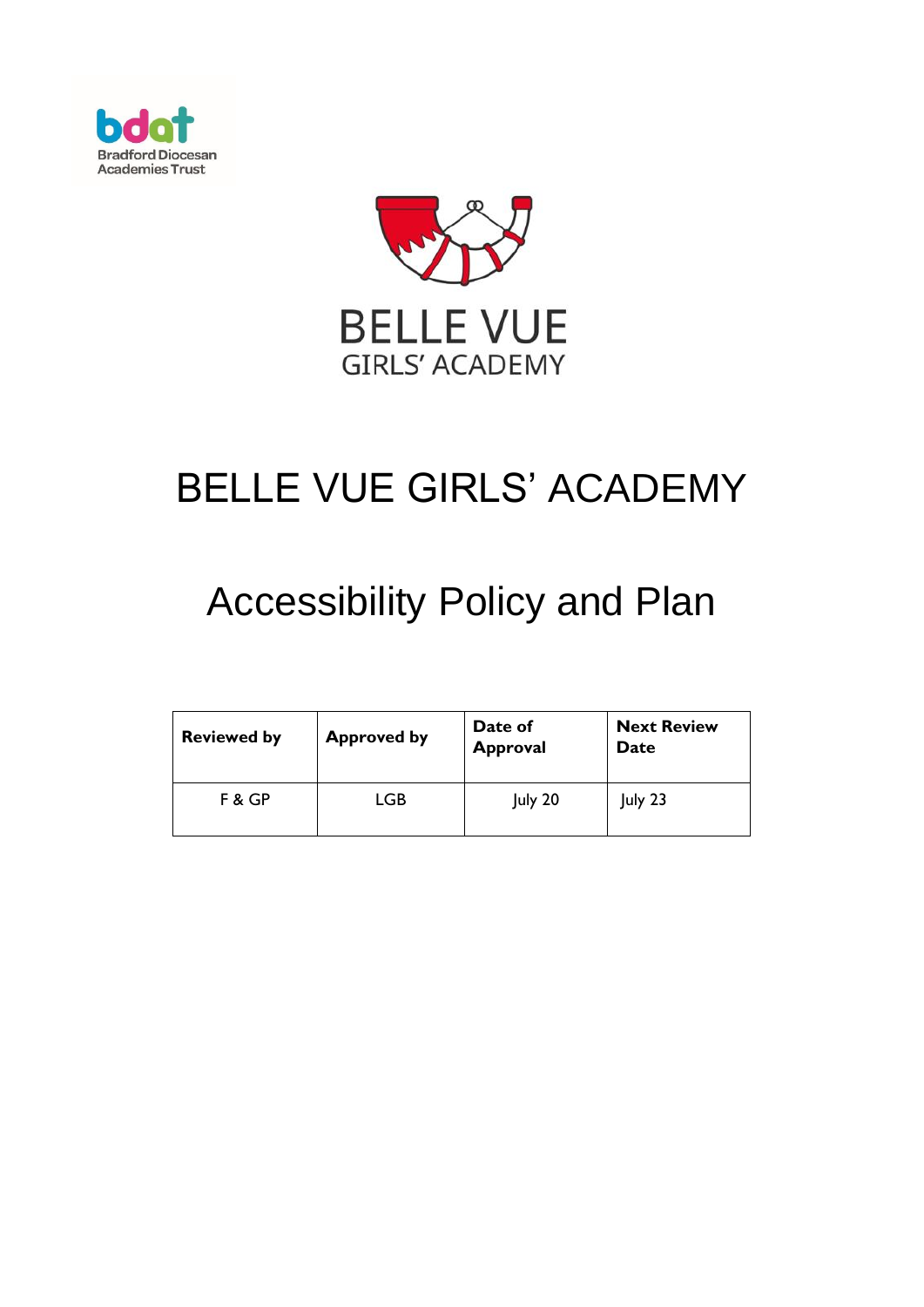Bradford Diocesan Academies Trust

BELLE VUE GIRLS' ACADEMY

# BELLE VUE GIRLS' ACADEMY

# Accessibility Policy and Plan

| **Reviewed by** | **Approved by** | **Date of Approval** | **Next Review Date** |
|---|---|---|---|
| F & GP | LGB | July 20 | July 23 |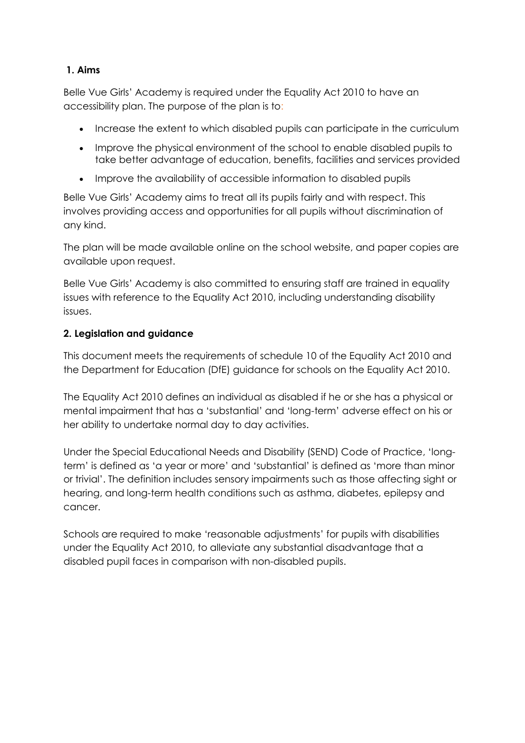## 1. Aims

Belle Vue Girls' Academy is required under the Equality Act 2010 to have an accessibility plan. The purpose of the plan is to:

- Increase the extent to which disabled pupils can participate in the curriculum
- Improve the physical environment of the school to enable disabled pupils to take better advantage of education, benefits, facilities and services provided
- Improve the availability of accessible information to disabled pupils

Belle Vue Girls' Academy aims to treat all its pupils fairly and with respect. This involves providing access and opportunities for all pupils without discrimination of any kind.

The plan will be made available online on the school website, and paper copies are available upon request.

Belle Vue Girls' Academy is also committed to ensuring staff are trained in equality issues with reference to the Equality Act 2010, including understanding disability issues.

## 2. Legislation and guidance

This document meets the requirements of schedule 10 of the Equality Act 2010 and the Department for Education (DfE) guidance for schools on the Equality Act 2010.

The Equality Act 2010 defines an individual as disabled if he or she has a physical or mental impairment that has a 'substantial' and 'long-term' adverse effect on his or her ability to undertake normal day to day activities.

Under the Special Educational Needs and Disability (SEND) Code of Practice, 'long-term' is defined as 'a year or more' and 'substantial' is defined as 'more than minor or trivial'. The definition includes sensory impairments such as those affecting sight or hearing, and long-term health conditions such as asthma, diabetes, epilepsy and cancer.

Schools are required to make 'reasonable adjustments' for pupils with disabilities under the Equality Act 2010, to alleviate any substantial disadvantage that a disabled pupil faces in comparison with non-disabled pupils.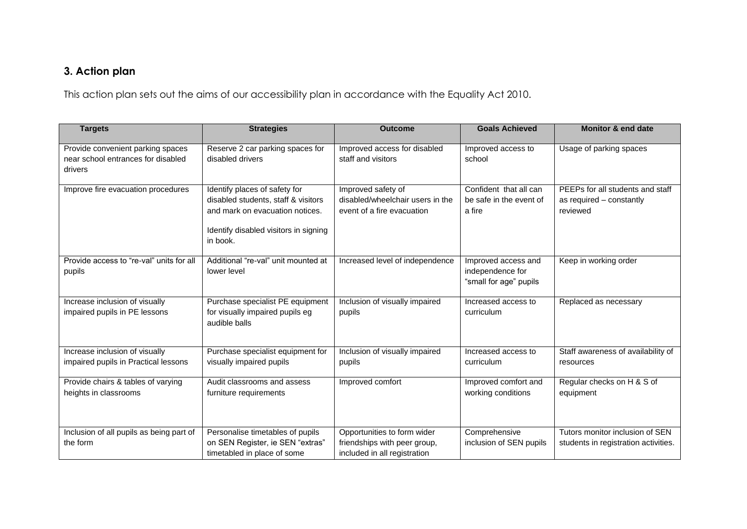## 3. Action plan

This action plan sets out the aims of our accessibility plan in accordance with the Equality Act 2010.

| Targets | Strategies | Outcome | Goals Achieved | Monitor & end date |
|---|---|---|---|---|
| Provide convenient parking spaces near school entrances for disabled drivers | Reserve 2 car parking spaces for disabled drivers | Improved access for disabled staff and visitors | Improved access to school | Usage of parking spaces |
| Improve fire evacuation procedures | Identify places of safety for disabled students, staff & visitors and mark on evacuation notices.<br><br>Identify disabled visitors in signing in book. | Improved safety of disabled/wheelchair users in the event of a fire evacuation | Confident that all can be safe in the event of a fire | PEEPs for all students and staff as required – constantly reviewed |
| Provide access to "re-val" units for all pupils | Additional "re-val" unit mounted at lower level | Increased level of independence | Improved access and independence for "small for age" pupils | Keep in working order |
| Increase inclusion of visually impaired pupils in PE lessons | Purchase specialist PE equipment for visually impaired pupils eg audible balls | Inclusion of visually impaired pupils | Increased access to curriculum | Replaced as necessary |
| Increase inclusion of visually impaired pupils in Practical lessons | Purchase specialist equipment for visually impaired pupils | Inclusion of visually impaired pupils | Increased access to curriculum | Staff awareness of availability of resources |
| Provide chairs & tables of varying heights in classrooms | Audit classrooms and assess furniture requirements | Improved comfort | Improved comfort and working conditions | Regular checks on H & S of equipment |
| Inclusion of all pupils as being part of the form | Personalise timetables of pupils on SEN Register, ie SEN "extras" timetabled in place of some | Opportunities to form wider friendships with peer group, included in all registration | Comprehensive inclusion of SEN pupils | Tutors monitor inclusion of SEN students in registration activities. |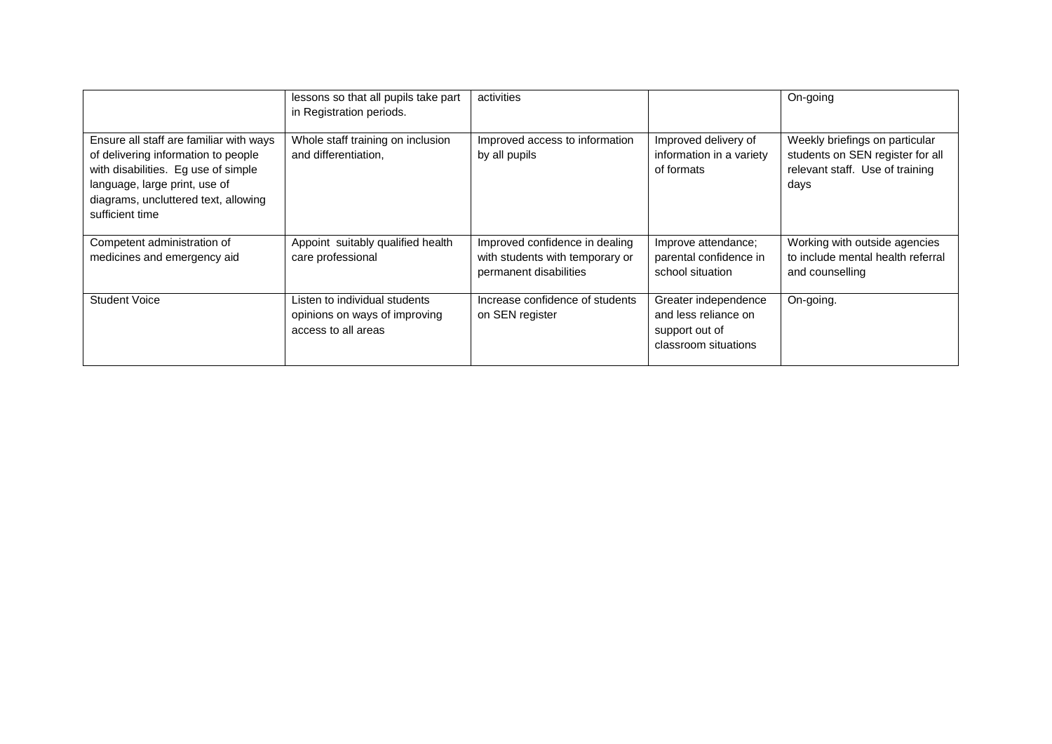| | | | | |
|---|---|---|---|---|
| | lessons so that all pupils take part in Registration periods. | activities | | On-going |
| Ensure all staff are familiar with ways of delivering information to people with disabilities. Eg use of simple language, large print, use of diagrams, uncluttered text, allowing sufficient time | Whole staff training on inclusion and differentiation, | Improved access to information by all pupils | Improved delivery of information in a variety of formats | Weekly briefings on particular students on SEN register for all relevant staff. Use of training days |
| Competent administration of medicines and emergency aid | Appoint suitably qualified health care professional | Improved confidence in dealing with students with temporary or permanent disabilities | Improve attendance; parental confidence in school situation | Working with outside agencies to include mental health referral and counselling |
| Student Voice | Listen to individual students opinions on ways of improving access to all areas | Increase confidence of students on SEN register | Greater independence and less reliance on support out of classroom situations | On-going. |